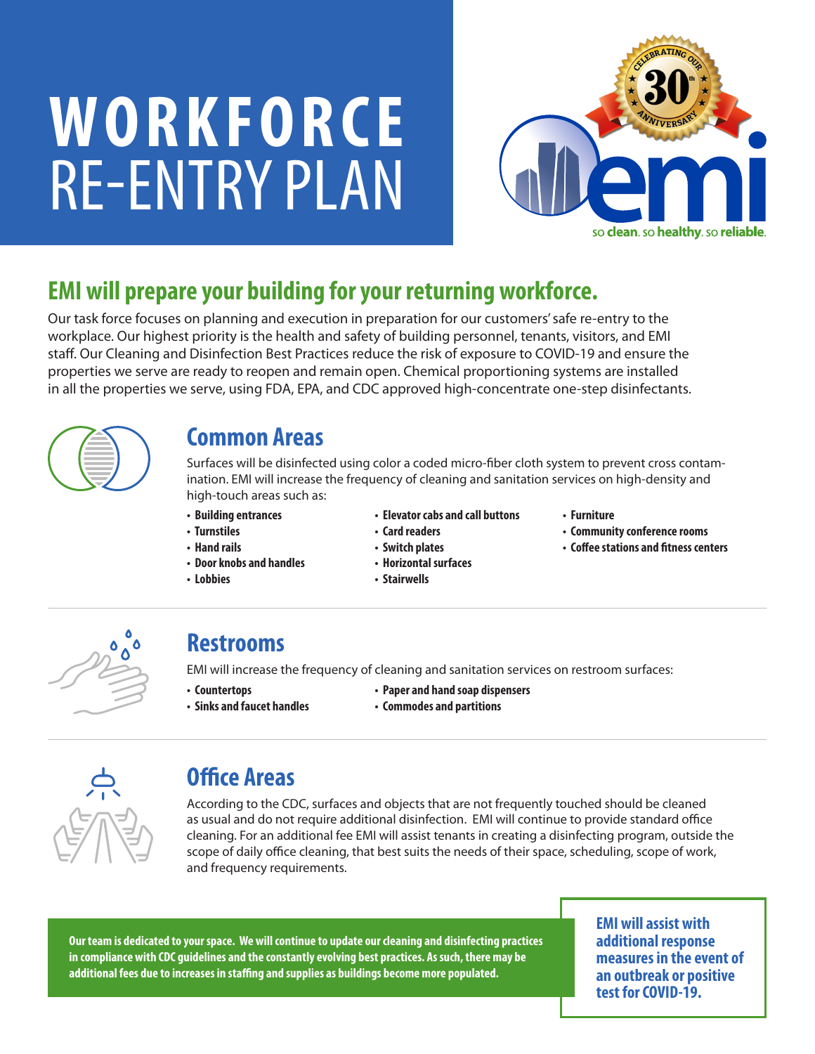# WORKFORCE RE-ENTRY PLAN

so clean. so healthy. so reliable.

## EMI will prepare your building for your returning workforce.

Our task force focuses on planning and execution in preparation for our customers' safe re-entry to the workplace. Our highest priority is the health and safety of building personnel, tenants, visitors, and EMI staff. Our Cleaning and Disinfection Best Practices reduce the risk of exposure to COVID-19 and ensure the properties we serve are ready to reopen and remain open. Chemical proportioning systems are installed in all the properties we serve, using FDA, EPA, and CDC approved high-concentrate one-step disinfectants.

### Common Areas

Surfaces will be disinfected using color a coded micro-fiber cloth system to prevent cross contamination. EMI will increase the frequency of cleaning and sanitation services on high-density and high-touch areas such as:

- **Building entrances**
- **Turnstiles**
- **Hand rails**
- **Door knobs and handles**
- **Lobbies**
- **Elevator cabs and call buttons**
- **Card readers**
- **Switch plates**
- **Horizontal surfaces**
- **Stairwells**
- **Furniture**
- **Community conference rooms**
- **Coffee stations and fitness centers**

### Restrooms

EMI will increase the frequency of cleaning and sanitation services on restroom surfaces:

- **Countertops**
- **Sinks and faucet handles**
- **Paper and hand soap dispensers**
- **Commodes and partitions**

### Office Areas

According to the CDC, surfaces and objects that are not frequently touched should be cleaned as usual and do not require additional disinfection. EMI will continue to provide standard office cleaning. For an additional fee EMI will assist tenants in creating a disinfecting program, outside the scope of daily office cleaning, that best suits the needs of their space, scheduling, scope of work, and frequency requirements.

**Our team is dedicated to your space. We will continue to update our cleaning and disinfecting practices in compliance with CDC guidelines and the constantly evolving best practices. As such, there may be additional fees due to increases in staffing and supplies as buildings become more populated.**

**EMI will assist with additional response measures in the event of an outbreak or positive test for COVID-19.**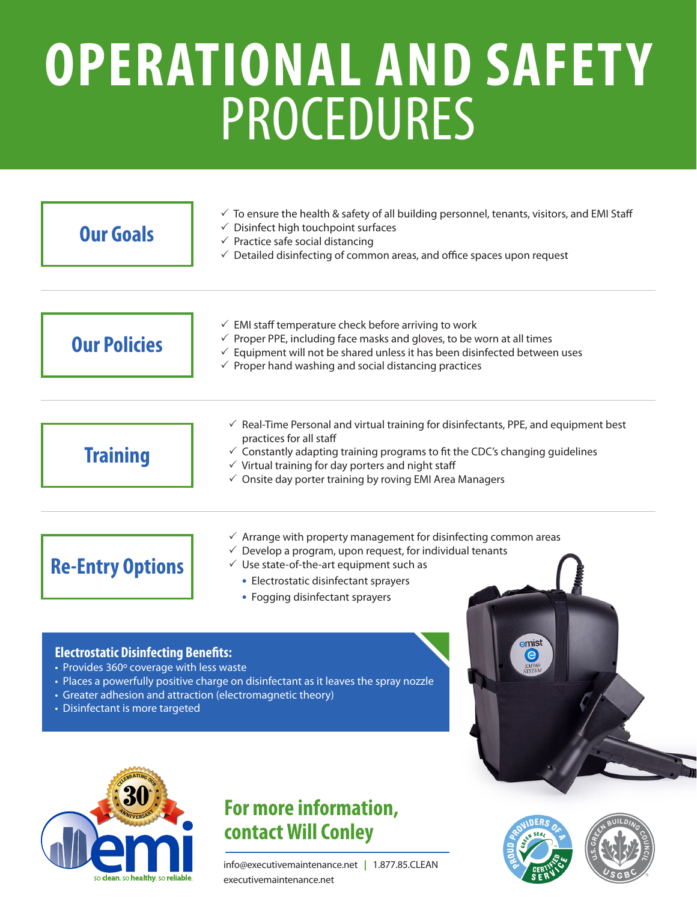# OPERATIONAL AND SAFETY PROCEDURES

## Our Goals

- ✓ To ensure the health & safety of all building personnel, tenants, visitors, and EMI Staff
- ✓ Disinfect high touchpoint surfaces
- ✓ Practice safe social distancing
- ✓ Detailed disinfecting of common areas, and office spaces upon request

## Our Policies

- ✓ EMI staff temperature check before arriving to work
- ✓ Proper PPE, including face masks and gloves, to be worn at all times
- ✓ Equipment will not be shared unless it has been disinfected between uses
- ✓ Proper hand washing and social distancing practices

## Training

- ✓ Real-Time Personal and virtual training for disinfectants, PPE, and equipment best practices for all staff
- ✓ Constantly adapting training programs to fit the CDC's changing guidelines
- ✓ Virtual training for day porters and night staff
- ✓ Onsite day porter training by roving EMI Area Managers

## Re-Entry Options

- ✓ Arrange with property management for disinfecting common areas
- ✓ Develop a program, upon request, for individual tenants
- ✓ Use state-of-the-art equipment such as
  - Electrostatic disinfectant sprayers
  - Fogging disinfectant sprayers

### Electrostatic Disinfecting Benefits:

- Provides 360º coverage with less waste
- Places a powerfully positive charge on disinfectant as it leaves the spray nozzle
- Greater adhesion and attraction (electromagnetic theory)
- Disinfectant is more targeted

## For more information, contact Will Conley

info@executivemaintenance.net | 1.877.85.CLEAN
executivemaintenance.net

so clean. so healthy. so reliable.